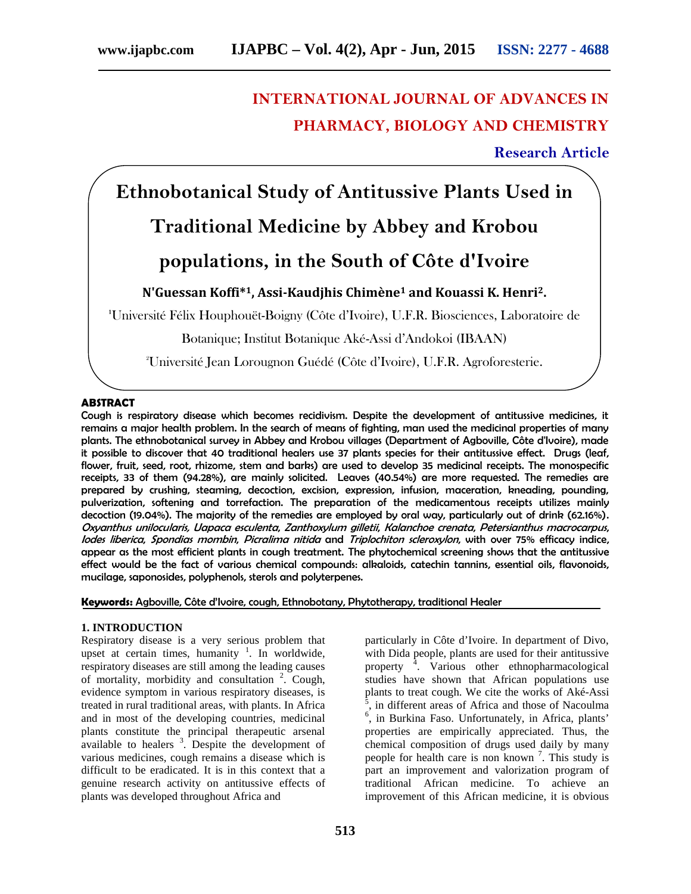# INTERNATIONAL JOURNAL OF ADVANCES IN PHARMACY, BIOLOGY AND CHEMISTRY

**Research Article**

# Ethnobotanical Study of Antitussive Plants Used in Traditional Medicine by Abbey and Krobou populations, in the South of Côte d'Ivoire

**N'Guessan Koffi*[1], Assi-Kaudjhis Chimène[1] and Kouassi K. Henri[2].**

[1]Université Félix Houphouët-Boigny (Côte d'Ivoire), U.F.R. Biosciences, Laboratoire de Botanique; Institut Botanique Aké-Assi d'Andokoi (IBAAN)

[2]Université Jean Lorougnon Guédé (Côte d'Ivoire), U.F.R. Agroforesterie.

## ABSTRACT

**Cough is respiratory disease which becomes recidivism. Despite the development of antitussive medicines, it remains a major health problem. In the search of means of fighting, man used the medicinal properties of many plants. The ethnobotanical survey in Abbey and Krobou villages (Department of Agboville, Côte d'Ivoire), made it possible to discover that 40 traditional healers use 37 plants species for their antitussive effect. Drugs (leaf, flower, fruit, seed, root, rhizome, stem and barks) are used to develop 35 medicinal receipts. The monospecific receipts, 33 of them (94.28%), are mainly solicited. Leaves (40.54%) are more requested. The remedies are prepared by crushing, steaming, decoction, excision, expression, infusion, maceration, kneading, pounding, pulverization, softening and torrefaction. The preparation of the medicamentous receipts utilizes mainly decoction (19.04%). The majority of the remedies are employed by oral way, particularly out of drink (62.16%). *Oxyanthus unilocularis, Uapaca esculenta, Zanthoxylum gilletii, Kalanchoe crenata, Petersianthus macrocarpus, Iodes liberica, Spondias mombin, Picralima nitida* and *Triplochiton scleroxylon*, with over 75% efficacy indice, appear as the most efficient plants in cough treatment. The phytochemical screening shows that the antitussive effect would be the fact of various chemical compounds: alkaloids, catechin tannins, essential oils, flavonoids, mucilage, saponosides, polyphenols, sterols and polyterpenes.**

**Keywords:** Agboville, Côte d'Ivoire, cough, Ethnobotany, Phytotherapy, traditional Healer

## 1. INTRODUCTION

Respiratory disease is a very serious problem that upset at certain times, humanity [1]. In worldwide, respiratory diseases are still among the leading causes of mortality, morbidity and consultation [2]. Cough, evidence symptom in various respiratory diseases, is treated in rural traditional areas, with plants. In Africa and in most of the developing countries, medicinal plants constitute the principal therapeutic arsenal available to healers [3]. Despite the development of various medicines, cough remains a disease which is difficult to be eradicated. It is in this context that a genuine research activity on antitussive effects of plants was developed throughout Africa and particularly in Côte d'Ivoire. In department of Divo, with Dida people, plants are used for their antitussive property [4]. Various other ethnopharmacological studies have shown that African populations use plants to treat cough. We cite the works of Aké-Assi [5], in different areas of Africa and those of Nacoulma [6], in Burkina Faso. Unfortunately, in Africa, plants' properties are empirically appreciated. Thus, the chemical composition of drugs used daily by many people for health care is non known [7]. This study is part an improvement and valorization program of traditional African medicine. To achieve an improvement of this African medicine, it is obvious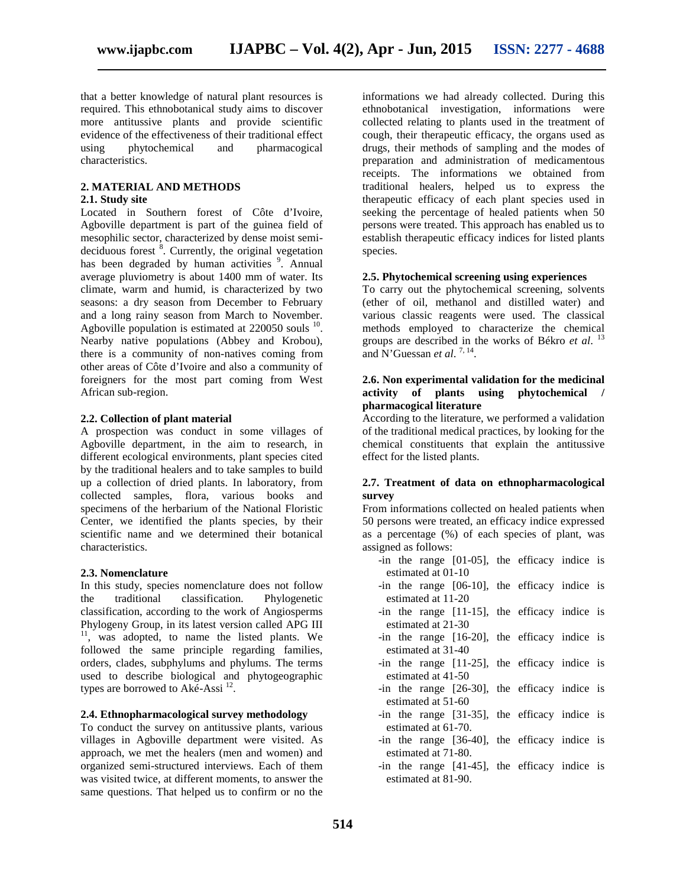that a better knowledge of natural plant resources is required. This ethnobotanical study aims to discover more antitussive plants and provide scientific evidence of the effectiveness of their traditional effect using phytochemical and pharmacogical characteristics.

## 2. MATERIAL AND METHODS

### 2.1. Study site

Located in Southern forest of Côte d'Ivoire, Agboville department is part of the guinea field of mesophilic sector, characterized by dense moist semi-deciduous forest [8]. Currently, the original vegetation has been degraded by human activities [9]. Annual average pluviometry is about 1400 mm of water. Its climate, warm and humid, is characterized by two seasons: a dry season from December to February and a long rainy season from March to November. Agboville population is estimated at 220050 souls [10]. Nearby native populations (Abbey and Krobou), there is a community of non-natives coming from other areas of Côte d'Ivoire and also a community of foreigners for the most part coming from West African sub-region.

### 2.2. Collection of plant material

A prospection was conduct in some villages of Agboville department, in the aim to research, in different ecological environments, plant species cited by the traditional healers and to take samples to build up a collection of dried plants. In laboratory, from collected samples, flora, various books and specimens of the herbarium of the National Floristic Center, we identified the plants species, by their scientific name and we determined their botanical characteristics.

### 2.3. Nomenclature

In this study, species nomenclature does not follow the traditional classification. Phylogenetic classification, according to the work of Angiosperms Phylogeny Group, in its latest version called APG III [11], was adopted, to name the listed plants. We followed the same principle regarding families, orders, clades, subphylums and phylums. The terms used to describe biological and phytogeographic types are borrowed to Aké-Assi [12].

### 2.4. Ethnopharmacological survey methodology

To conduct the survey on antitussive plants, various villages in Agboville department were visited. As approach, we met the healers (men and women) and organized semi-structured interviews. Each of them was visited twice, at different moments, to answer the same questions. That helped us to confirm or no the informations we had already collected. During this ethnobotanical investigation, informations were collected relating to plants used in the treatment of cough, their therapeutic efficacy, the organs used as drugs, their methods of sampling and the modes of preparation and administration of medicamentous receipts. The informations we obtained from traditional healers, helped us to express the therapeutic efficacy of each plant species used in seeking the percentage of healed patients when 50 persons were treated. This approach has enabled us to establish therapeutic efficacy indices for listed plants species.

### 2.5. Phytochemical screening using experiences

To carry out the phytochemical screening, solvents (ether of oil, methanol and distilled water) and various classic reagents were used. The classical methods employed to characterize the chemical groups are described in the works of Békro *et al.* [13] and N'Guessan *et al.* [7, 14].

### 2.6. Non experimental validation for the medicinal activity of plants using phytochemical / pharmacogical literature

According to the literature, we performed a validation of the traditional medical practices, by looking for the chemical constituents that explain the antitussive effect for the listed plants.

### 2.7. Treatment of data on ethnopharmacological survey

From informations collected on healed patients when 50 persons were treated, an efficacy indice expressed as a percentage (%) of each species of plant, was assigned as follows:

- -in the range [01-05], the efficacy indice is estimated at 01-10
- -in the range [06-10], the efficacy indice is estimated at 11-20
- -in the range [11-15], the efficacy indice is estimated at 21-30
- -in the range [16-20], the efficacy indice is estimated at 31-40
- -in the range [11-25], the efficacy indice is estimated at 41-50
- -in the range [26-30], the efficacy indice is estimated at 51-60
- -in the range [31-35], the efficacy indice is estimated at 61-70.
- -in the range [36-40], the efficacy indice is estimated at 71-80.
- -in the range [41-45], the efficacy indice is estimated at 81-90.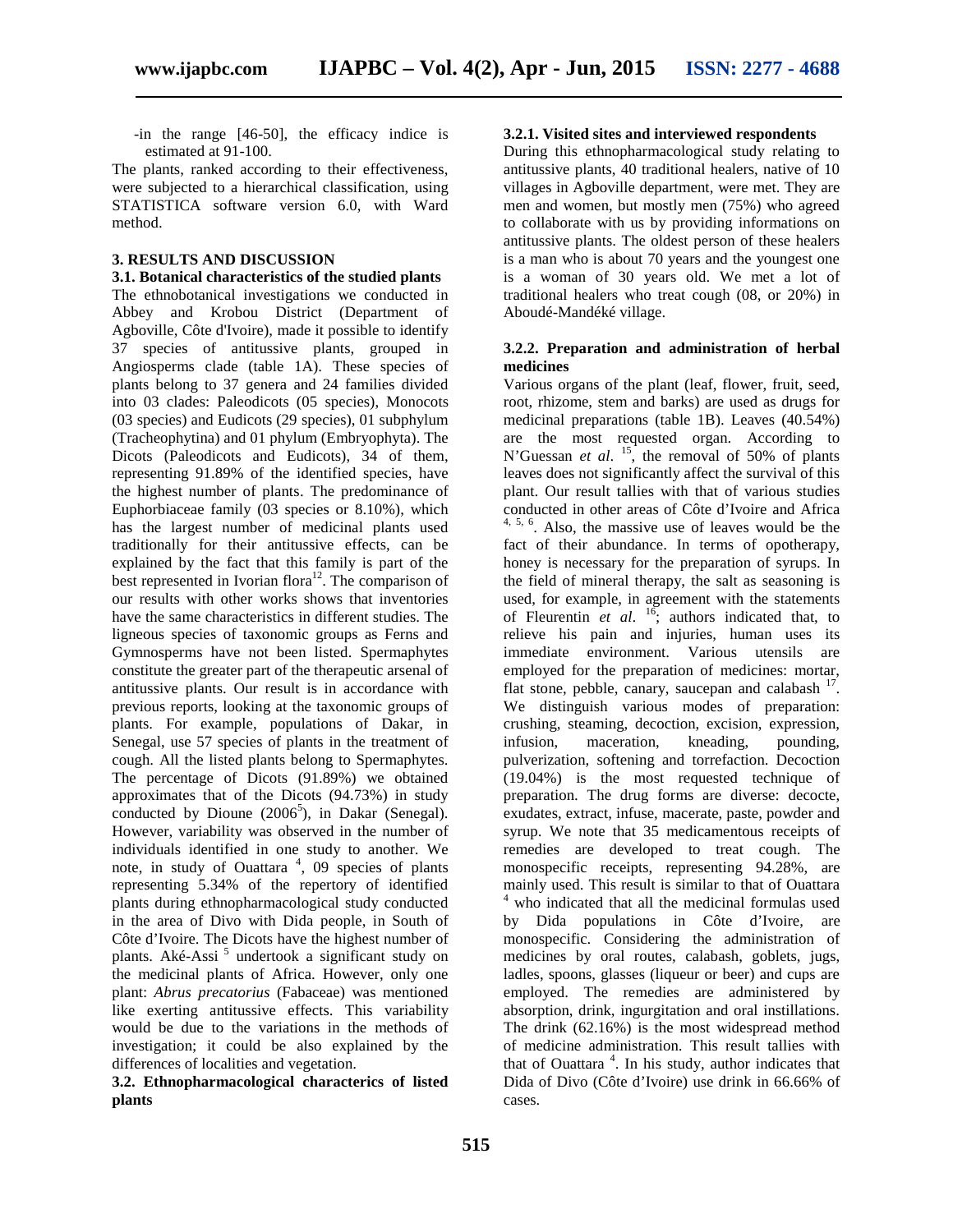-in the range [46-50], the efficacy indice is estimated at 91-100.

The plants, ranked according to their effectiveness, were subjected to a hierarchical classification, using STATISTICA software version 6.0, with Ward method.

## 3. RESULTS AND DISCUSSION

### 3.1. Botanical characteristics of the studied plants

The ethnobotanical investigations we conducted in Abbey and Krobou District (Department of Agboville, Côte d'Ivoire), made it possible to identify 37 species of antitussive plants, grouped in Angiosperms clade (table 1A). These species of plants belong to 37 genera and 24 families divided into 03 clades: Paleodicots (05 species), Monocots (03 species) and Eudicots (29 species), 01 subphylum (Tracheophytina) and 01 phylum (Embryophyta). The Dicots (Paleodicots and Eudicots), 34 of them, representing 91.89% of the identified species, have the highest number of plants. The predominance of Euphorbiaceae family (03 species or 8.10%), which has the largest number of medicinal plants used traditionally for their antitussive effects, can be explained by the fact that this family is part of the best represented in Ivorian flora[12]. The comparison of our results with other works shows that inventories have the same characteristics in different studies. The ligneous species of taxonomic groups as Ferns and Gymnosperms have not been listed. Spermaphytes constitute the greater part of the therapeutic arsenal of antitussive plants. Our result is in accordance with previous reports, looking at the taxonomic groups of plants. For example, populations of Dakar, in Senegal, use 57 species of plants in the treatment of cough. All the listed plants belong to Spermaphytes. The percentage of Dicots (91.89%) we obtained approximates that of the Dicots (94.73%) in study conducted by Dioune (2006[5]), in Dakar (Senegal). However, variability was observed in the number of individuals identified in one study to another. We note, in study of Ouattara [4], 09 species of plants representing 5.34% of the repertory of identified plants during ethnopharmacological study conducted in the area of Divo with Dida people, in South of Côte d'Ivoire. The Dicots have the highest number of plants. Aké-Assi [5] undertook a significant study on the medicinal plants of Africa. However, only one plant: *Abrus precatorius* (Fabaceae) was mentioned like exerting antitussive effects. This variability would be due to the variations in the methods of investigation; it could be also explained by the differences of localities and vegetation.

### 3.2. Ethnopharmacological characterics of listed plants

#### 3.2.1. Visited sites and interviewed respondents

During this ethnopharmacological study relating to antitussive plants, 40 traditional healers, native of 10 villages in Agboville department, were met. They are men and women, but mostly men (75%) who agreed to collaborate with us by providing informations on antitussive plants. The oldest person of these healers is a man who is about 70 years and the youngest one is a woman of 30 years old. We met a lot of traditional healers who treat cough (08, or 20%) in Aboudé-Mandéké village.

#### 3.2.2. Preparation and administration of herbal medicines

Various organs of the plant (leaf, flower, fruit, seed, root, rhizome, stem and barks) are used as drugs for medicinal preparations (table 1B). Leaves (40.54%) are the most requested organ. According to N'Guessan *et al.* [15], the removal of 50% of plants leaves does not significantly affect the survival of this plant. Our result tallies with that of various studies conducted in other areas of Côte d'Ivoire and Africa [4, 5, 6]. Also, the massive use of leaves would be the fact of their abundance. In terms of opotherapy, honey is necessary for the preparation of syrups. In the field of mineral therapy, the salt as seasoning is used, for example, in agreement with the statements of Fleurentin *et al.* [16]; authors indicated that, to relieve his pain and injuries, human uses its immediate environment. Various utensils are employed for the preparation of medicines: mortar, flat stone, pebble, canary, saucepan and calabash [17]. We distinguish various modes of preparation: crushing, steaming, decoction, excision, expression, infusion, maceration, kneading, pounding, pulverization, softening and torrefaction. Decoction (19.04%) is the most requested technique of preparation. The drug forms are diverse: decocte, exudates, extract, infuse, macerate, paste, powder and syrup. We note that 35 medicamentous receipts of remedies are developed to treat cough. The monospecific receipts, representing 94.28%, are mainly used. This result is similar to that of Ouattara [4] who indicated that all the medicinal formulas used by Dida populations in Côte d'Ivoire, are monospecific. Considering the administration of medicines by oral routes, calabash, goblets, jugs, ladles, spoons, glasses (liqueur or beer) and cups are employed. The remedies are administered by absorption, drink, ingurgitation and oral instillations. The drink (62.16%) is the most widespread method of medicine administration. This result tallies with that of Ouattara [4]. In his study, author indicates that Dida of Divo (Côte d'Ivoire) use drink in 66.66% of cases.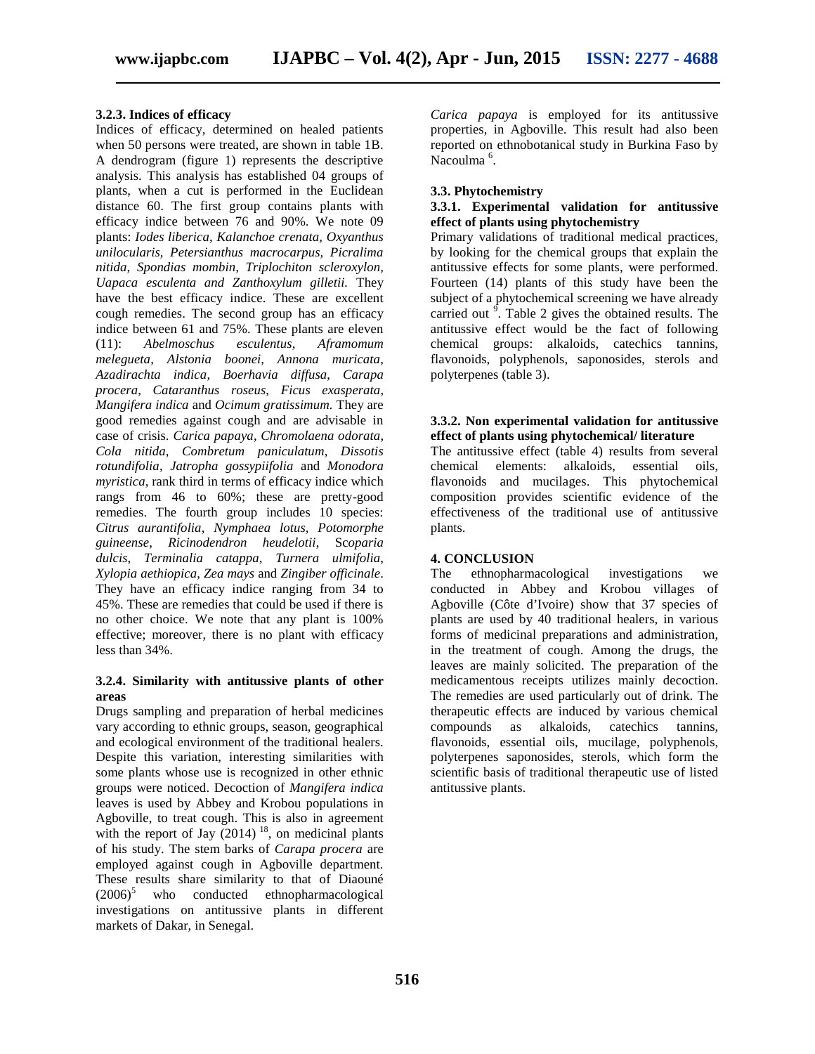### 3.2.3. Indices of efficacy

Indices of efficacy, determined on healed patients when 50 persons were treated, are shown in table 1B. A dendrogram (figure 1) represents the descriptive analysis. This analysis has established 04 groups of plants, when a cut is performed in the Euclidean distance 60. The first group contains plants with efficacy indice between 76 and 90%. We note 09 plants: *Iodes liberica, Kalanchoe crenata, Oxyanthus unilocularis, Petersianthus macrocarpus, Picralima nitida, Spondias mombin, Triplochiton scleroxylon, Uapaca esculenta and Zanthoxylum gilletii.* They have the best efficacy indice. These are excellent cough remedies. The second group has an efficacy indice between 61 and 75%. These plants are eleven (11): *Abelmoschus esculentus*, *Aframomum melegueta*, *Alstonia boonei*, *Annona muricata*, *Azadirachta indica*, *Boerhavia diffusa*, *Carapa procera*, *Cataranthus roseus*, *Ficus exasperata*, *Mangifera indica* and *Ocimum gratissimum*. They are good remedies against cough and are advisable in case of crisis. *Carica papaya*, *Chromolaena odorata*, *Cola nitida*, *Combretum paniculatum*, *Dissotis rotundifolia*, *Jatropha gossypiifolia* and *Monodora myristica*, rank third in terms of efficacy indice which rangs from 46 to 60%; these are pretty-good remedies. The fourth group includes 10 species: *Citrus aurantifolia*, *Nymphaea lotus*, *Potomorphe guineense*, *Ricinodendron heudelotii*, S*coparia dulcis*, *Terminalia catappa*, *Turnera ulmifolia*, *Xylopia aethiopica*, *Zea mays* and *Zingiber officinale*. They have an efficacy indice ranging from 34 to 45%. These are remedies that could be used if there is no other choice. We note that any plant is 100% effective; moreover, there is no plant with efficacy less than 34%.

### 3.2.4. Similarity with antitussive plants of other areas

Drugs sampling and preparation of herbal medicines vary according to ethnic groups, season, geographical and ecological environment of the traditional healers. Despite this variation, interesting similarities with some plants whose use is recognized in other ethnic groups were noticed. Decoction of *Mangifera indica* leaves is used by Abbey and Krobou populations in Agboville, to treat cough. This is also in agreement with the report of Jay (2014) [18], on medicinal plants of his study. The stem barks of *Carapa procera* are employed against cough in Agboville department. These results share similarity to that of Diaouné (2006)[5] who conducted ethnopharmacological investigations on antitussive plants in different markets of Dakar, in Senegal.

*Carica papaya* is employed for its antitussive properties, in Agboville. This result had also been reported on ethnobotanical study in Burkina Faso by Nacoulma [6].

## 3.3. Phytochemistry

### 3.3.1. Experimental validation for antitussive effect of plants using phytochemistry

Primary validations of traditional medical practices, by looking for the chemical groups that explain the antitussive effects for some plants, were performed. Fourteen (14) plants of this study have been the subject of a phytochemical screening we have already carried out [9]. Table 2 gives the obtained results. The antitussive effect would be the fact of following chemical groups: alkaloids, catechics tannins, flavonoids, polyphenols, saponosides, sterols and polyterpenes (table 3).

### 3.3.2. Non experimental validation for antitussive effect of plants using phytochemical/ literature

The antitussive effect (table 4) results from several chemical elements: alkaloids, essential oils, flavonoids and mucilages. This phytochemical composition provides scientific evidence of the effectiveness of the traditional use of antitussive plants.

## 4. CONCLUSION

The ethnopharmacological investigations we conducted in Abbey and Krobou villages of Agboville (Côte d'Ivoire) show that 37 species of plants are used by 40 traditional healers, in various forms of medicinal preparations and administration, in the treatment of cough. Among the drugs, the leaves are mainly solicited. The preparation of the medicamentous receipts utilizes mainly decoction. The remedies are used particularly out of drink. The therapeutic effects are induced by various chemical compounds as alkaloids, catechics tannins, flavonoids, essential oils, mucilage, polyphenols, polyterpenes saponosides, sterols, which form the scientific basis of traditional therapeutic use of listed antitussive plants.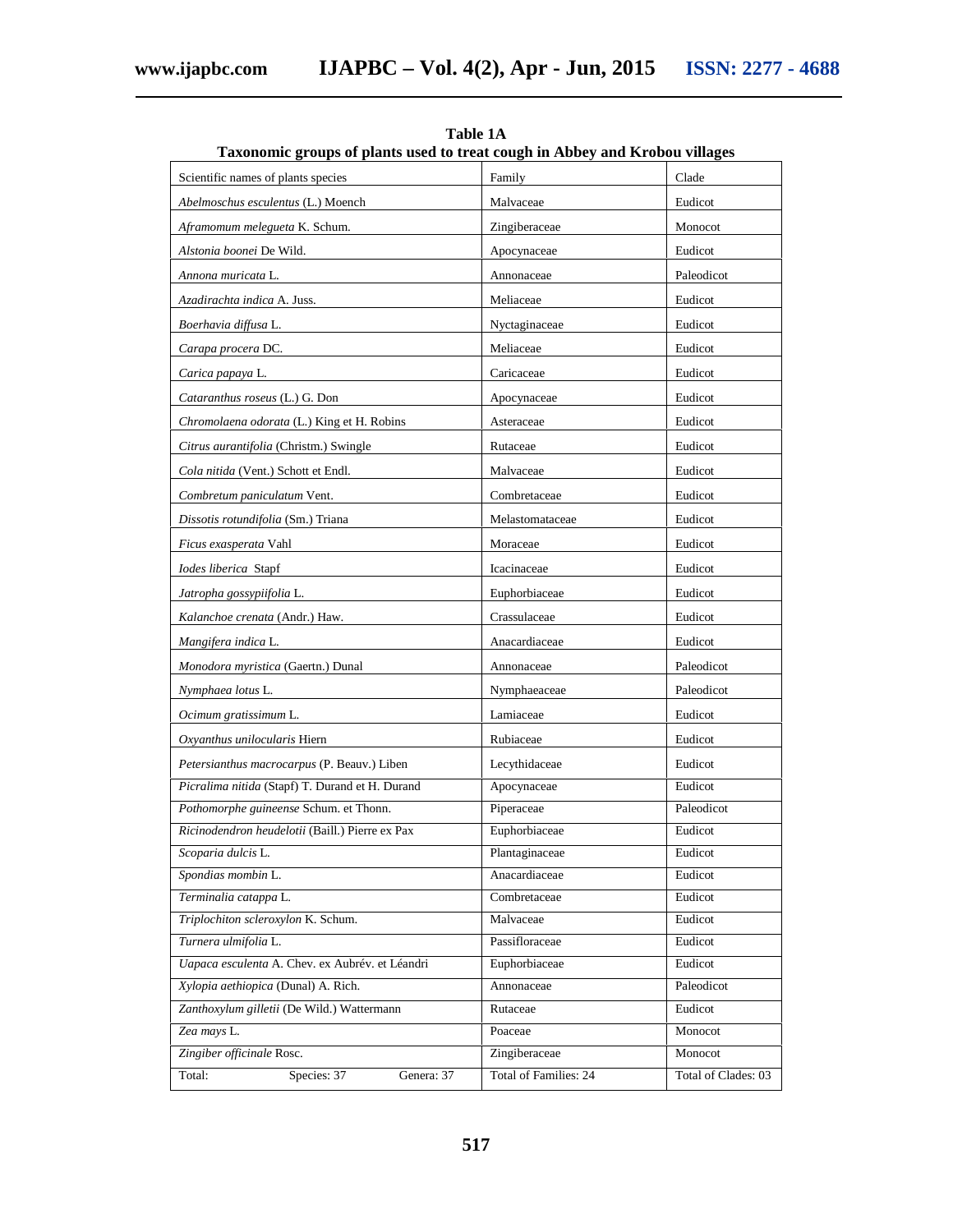**Table 1A**
**Taxonomic groups of plants used to treat cough in Abbey and Krobou villages**

| Scientific names of plants species | Family | Clade |
|---|---|---|
| *Abelmoschus esculentus* (L.) Moench | Malvaceae | Eudicot |
| *Aframomum melegueta* K. Schum. | Zingiberaceae | Monocot |
| *Alstonia boonei* De Wild. | Apocynaceae | Eudicot |
| *Annona muricata* L. | Annonaceae | Paleodicot |
| *Azadirachta indica* A. Juss. | Meliaceae | Eudicot |
| *Boerhavia diffusa* L. | Nyctaginaceae | Eudicot |
| *Carapa procera* DC. | Meliaceae | Eudicot |
| *Carica papaya* L. | Caricaceae | Eudicot |
| *Cataranthus roseus* (L.) G. Don | Apocynaceae | Eudicot |
| *Chromolaena odorata* (L.) King et H. Robins | Asteraceae | Eudicot |
| *Citrus aurantifolia* (Christm.) Swingle | Rutaceae | Eudicot |
| *Cola nitida* (Vent.) Schott et Endl. | Malvaceae | Eudicot |
| *Combretum paniculatum* Vent. | Combretaceae | Eudicot |
| *Dissotis rotundifolia* (Sm.) Triana | Melastomataceae | Eudicot |
| *Ficus exasperata* Vahl | Moraceae | Eudicot |
| *Iodes liberica* Stapf | Icacinaceae | Eudicot |
| *Jatropha gossypiifolia* L. | Euphorbiaceae | Eudicot |
| *Kalanchoe crenata* (Andr.) Haw. | Crassulaceae | Eudicot |
| *Mangifera indica* L. | Anacardiaceae | Eudicot |
| *Monodora myristica* (Gaertn.) Dunal | Annonaceae | Paleodicot |
| *Nymphaea lotus* L. | Nymphaeaceae | Paleodicot |
| *Ocimum gratissimum* L. | Lamiaceae | Eudicot |
| *Oxyanthus unilocularis* Hiern | Rubiaceae | Eudicot |
| *Petersianthus macrocarpus* (P. Beauv.) Liben | Lecythidaceae | Eudicot |
| *Picralima nitida* (Stapf) T. Durand et H. Durand | Apocynaceae | Eudicot |
| *Pothomorphe guineense* Schum. et Thonn. | Piperaceae | Paleodicot |
| *Ricinodendron heudelotii* (Baill.) Pierre ex Pax | Euphorbiaceae | Eudicot |
| *Scoparia dulcis* L. | Plantaginaceae | Eudicot |
| *Spondias mombin* L. | Anacardiaceae | Eudicot |
| *Terminalia catappa* L. | Combretaceae | Eudicot |
| *Triplochiton scleroxylon* K. Schum. | Malvaceae | Eudicot |
| *Turnera ulmifolia* L. | Passifloraceae | Eudicot |
| *Uapaca esculenta* A. Chev. ex Aubrév. et Léandri | Euphorbiaceae | Eudicot |
| *Xylopia aethiopica* (Dunal) A. Rich. | Annonaceae | Paleodicot |
| *Zanthoxylum gilletii* (De Wild.) Wattermann | Rutaceae | Eudicot |
| *Zea mays* L. | Poaceae | Monocot |
| *Zingiber officinale* Rosc. | Zingiberaceae | Monocot |
| Total: Species: 37 Genera: 37 | Total of Families: 24 | Total of Clades: 03 |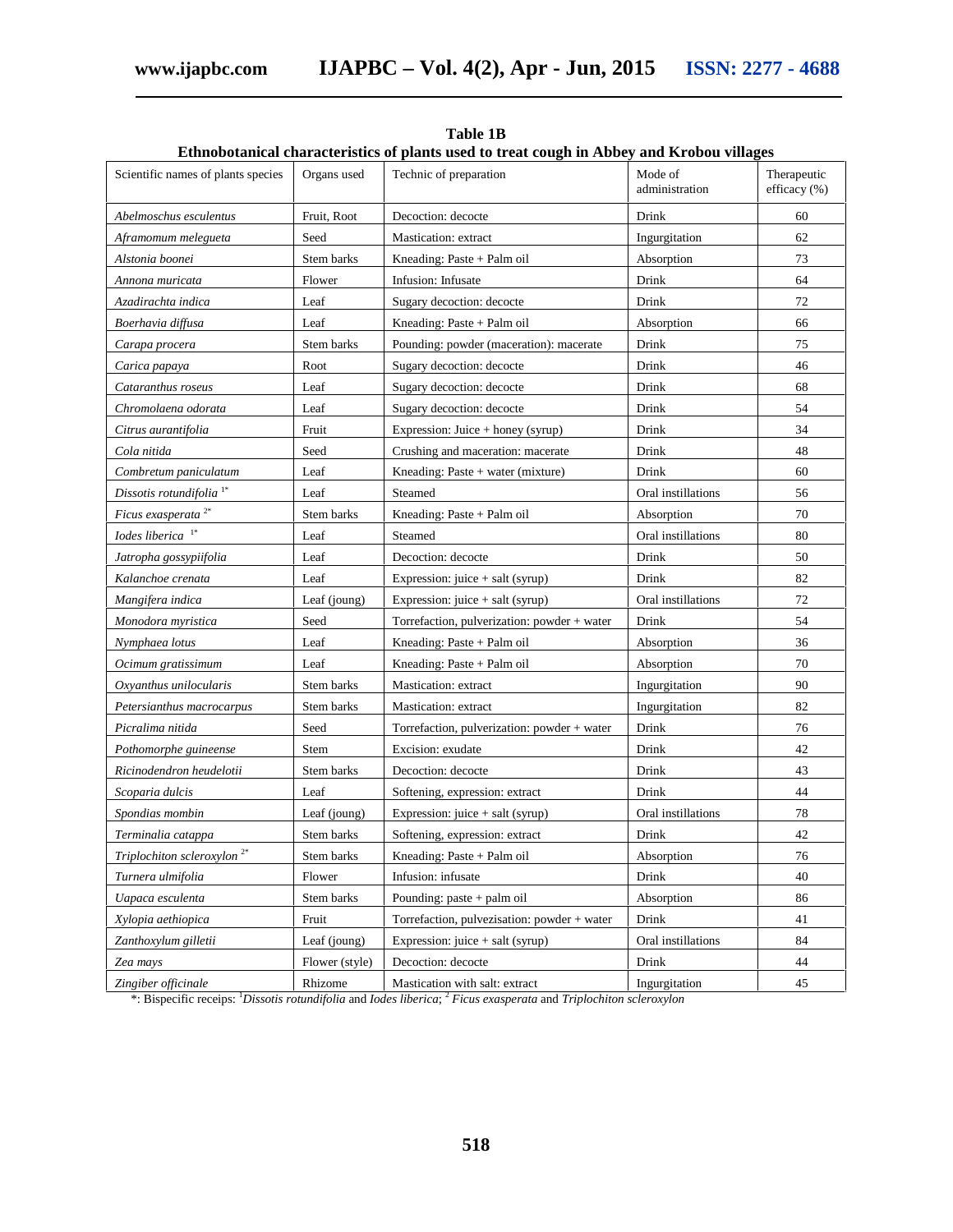**Table 1B**

**Ethnobotanical characteristics of plants used to treat cough in Abbey and Krobou villages**

| Scientific names of plants species | Organs used | Technic of preparation | Mode of administration | Therapeutic efficacy (%) |
|---|---|---|---|---|
| *Abelmoschus esculentus* | Fruit, Root | Decoction: decocte | Drink | 60 |
| *Aframomum melegueta* | Seed | Mastication: extract | Ingurgitation | 62 |
| *Alstonia boonei* | Stem barks | Kneading: Paste + Palm oil | Absorption | 73 |
| *Annona muricata* | Flower | Infusion: Infusate | Drink | 64 |
| *Azadirachta indica* | Leaf | Sugary decoction: decocte | Drink | 72 |
| *Boerhavia diffusa* | Leaf | Kneading: Paste + Palm oil | Absorption | 66 |
| *Carapa procera* | Stem barks | Pounding: powder (maceration): macerate | Drink | 75 |
| *Carica papaya* | Root | Sugary decoction: decocte | Drink | 46 |
| *Cataranthus roseus* | Leaf | Sugary decoction: decocte | Drink | 68 |
| *Chromolaena odorata* | Leaf | Sugary decoction: decocte | Drink | 54 |
| *Citrus aurantifolia* | Fruit | Expression: Juice + honey (syrup) | Drink | 34 |
| *Cola nitida* | Seed | Crushing and maceration: macerate | Drink | 48 |
| *Combretum paniculatum* | Leaf | Kneading: Paste + water (mixture) | Drink | 60 |
| *Dissotis rotundifolia* [1*] | Leaf | Steamed | Oral instillations | 56 |
| *Ficus exasperata* [2*] | Stem barks | Kneading: Paste + Palm oil | Absorption | 70 |
| *Iodes liberica* [1*] | Leaf | Steamed | Oral instillations | 80 |
| *Jatropha gossypiifolia* | Leaf | Decoction: decocte | Drink | 50 |
| *Kalanchoe crenata* | Leaf | Expression: juice + salt (syrup) | Drink | 82 |
| *Mangifera indica* | Leaf (joung) | Expression: juice + salt (syrup) | Oral instillations | 72 |
| *Monodora myristica* | Seed | Torrefaction, pulverization: powder + water | Drink | 54 |
| *Nymphaea lotus* | Leaf | Kneading: Paste + Palm oil | Absorption | 36 |
| *Ocimum gratissimum* | Leaf | Kneading: Paste + Palm oil | Absorption | 70 |
| *Oxyanthus unilocularis* | Stem barks | Mastication: extract | Ingurgitation | 90 |
| *Petersianthus macrocarpus* | Stem barks | Mastication: extract | Ingurgitation | 82 |
| *Picralima nitida* | Seed | Torrefaction, pulverization: powder + water | Drink | 76 |
| *Pothomorphe guineense* | Stem | Excision: exudate | Drink | 42 |
| *Ricinodendron heudelotii* | Stem barks | Decoction: decocte | Drink | 43 |
| *Scoparia dulcis* | Leaf | Softening, expression: extract | Drink | 44 |
| *Spondias mombin* | Leaf (joung) | Expression: juice + salt (syrup) | Oral instillations | 78 |
| *Terminalia catappa* | Stem barks | Softening, expression: extract | Drink | 42 |
| *Triplochiton scleroxylon* [2*] | Stem barks | Kneading: Paste + Palm oil | Absorption | 76 |
| *Turnera ulmifolia* | Flower | Infusion: infusate | Drink | 40 |
| *Uapaca esculenta* | Stem barks | Pounding: paste + palm oil | Absorption | 86 |
| *Xylopia aethiopica* | Fruit | Torrefaction, pulvezisation: powder + water | Drink | 41 |
| *Zanthoxylum gilletii* | Leaf (joung) | Expression: juice + salt (syrup) | Oral instillations | 84 |
| *Zea mays* | Flower (style) | Decoction: decocte | Drink | 44 |
| *Zingiber officinale* | Rhizome | Mastication with salt: extract | Ingurgitation | 45 |

*: Bispecific receips: [1]*Dissotis rotundifolia* and *Iodes liberica*; [2] *Ficus exasperata* and *Triplochiton scleroxylon*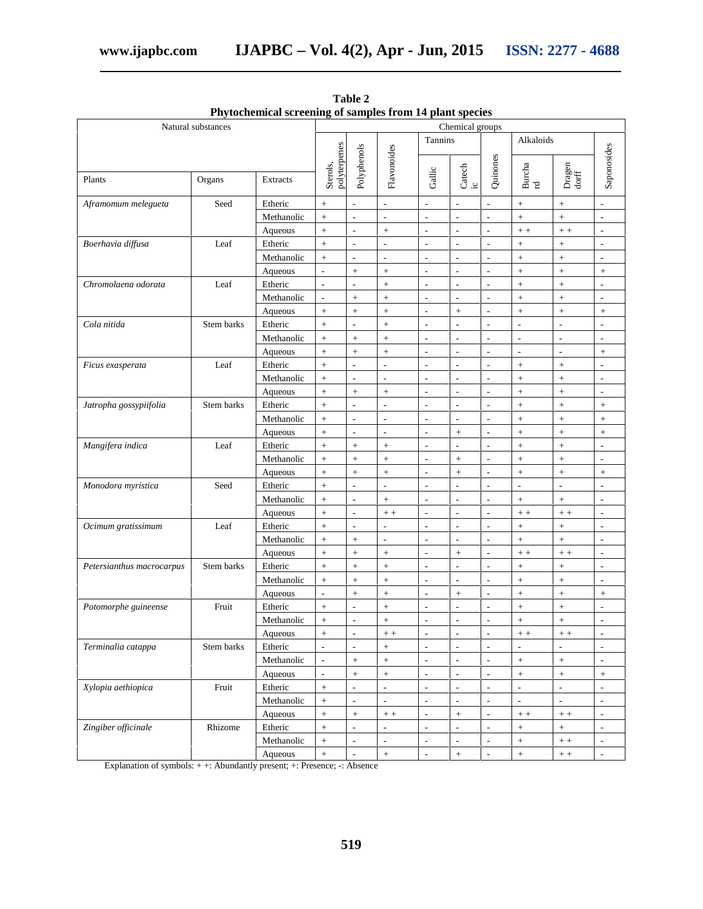**Table 2**
**Phytochemical screening of samples from 14 plant species**

| Natural substances | | | Chemical groups | | | | | | | | |
|---|---|---|---|---|---|---|---|---|---|---|---|
| | | | | | | Tannins | | | Alkaloids | | |
| Plants | Organs | Extracts | Sterols, polyterpenes | Polyphenols | Flavonoides | Gallic | Catechic | Quinones | Burchard | Dragendorff | Saponosides |
| *Aframomum melegueta* | Seed | Etheric | + | - | - | - | - | - | + | + | - |
| | | Methanolic | + | - | - | - | - | - | + | + | - |
| | | Aqueous | + | - | + | - | - | - | + + | + + | - |
| *Boerhavia diffusa* | Leaf | Etheric | + | - | - | - | - | - | + | + | - |
| | | Methanolic | + | - | - | - | - | - | + | + | - |
| | | Aqueous | - | + | + | - | - | - | + | + | + |
| *Chromolaena odorata* | Leaf | Etheric | - | - | + | - | - | - | + | + | - |
| | | Methanolic | - | + | + | - | - | - | + | + | - |
| | | Aqueous | + | + | + | - | + | - | + | + | + |
| *Cola nitida* | Stem barks | Etheric | + | - | + | - | - | - | - | - | - |
| | | Methanolic | + | + | + | - | - | - | - | - | - |
| | | Aqueous | + | + | + | - | - | - | - | - | + |
| *Ficus exasperata* | Leaf | Etheric | + | - | - | - | - | - | + | + | - |
| | | Methanolic | + | - | - | - | - | - | + | + | - |
| | | Aqueous | + | + | + | - | - | - | + | + | - |
| *Jatropha gossypiifolia* | Stem barks | Etheric | + | - | - | - | - | - | + | + | + |
| | | Methanolic | + | - | - | - | - | - | + | + | + |
| | | Aqueous | + | - | - | - | + | - | + | + | + |
| *Mangifera indica* | Leaf | Etheric | + | + | + | - | - | - | + | + | - |
| | | Methanolic | + | + | + | - | + | - | + | + | - |
| | | Aqueous | + | + | + | - | + | - | + | + | + |
| *Monodora myristica* | Seed | Etheric | + | - | - | - | - | - | - | - | - |
| | | Methanolic | + | - | + | - | - | - | + | + | - |
| | | Aqueous | + | - | + + | - | - | - | + + | + + | - |
| *Ocimum gratissimum* | Leaf | Etheric | + | - | - | - | - | - | + | + | - |
| | | Methanolic | + | + | - | - | - | - | + | + | - |
| | | Aqueous | + | + | + | - | + | - | + + | + + | - |
| *Petersianthus macrocarpus* | Stem barks | Etheric | + | + | + | - | - | - | + | + | - |
| | | Methanolic | + | + | + | - | - | - | + | + | - |
| | | Aqueous | - | + | + | - | + | - | + | + | + |
| *Potomorphe guineense* | Fruit | Etheric | + | - | + | - | - | - | + | + | - |
| | | Methanolic | + | - | + | - | - | - | + | + | - |
| | | Aqueous | + | - | + + | - | - | - | + + | + + | - |
| *Terminalia catappa* | Stem barks | Etheric | - | - | + | - | - | - | - | - | - |
| | | Methanolic | - | + | + | - | - | - | + | + | - |
| | | Aqueous | - | + | + | - | - | - | + | + | + |
| *Xylopia aethiopica* | Fruit | Etheric | + | - | - | - | - | - | - | - | - |
| | | Methanolic | + | - | - | - | - | - | - | - | - |
| | | Aqueous | + | + | + + | - | + | - | + + | + + | - |
| *Zingiber officinale* | Rhizome | Etheric | + | - | - | - | - | - | + | + | - |
| | | Methanolic | + | - | - | - | - | - | + | + + | - |
| | | Aqueous | + | - | + | - | + | - | + | + + | - |

Explanation of symbols: + +: Abundantly present; +: Presence; -: Absence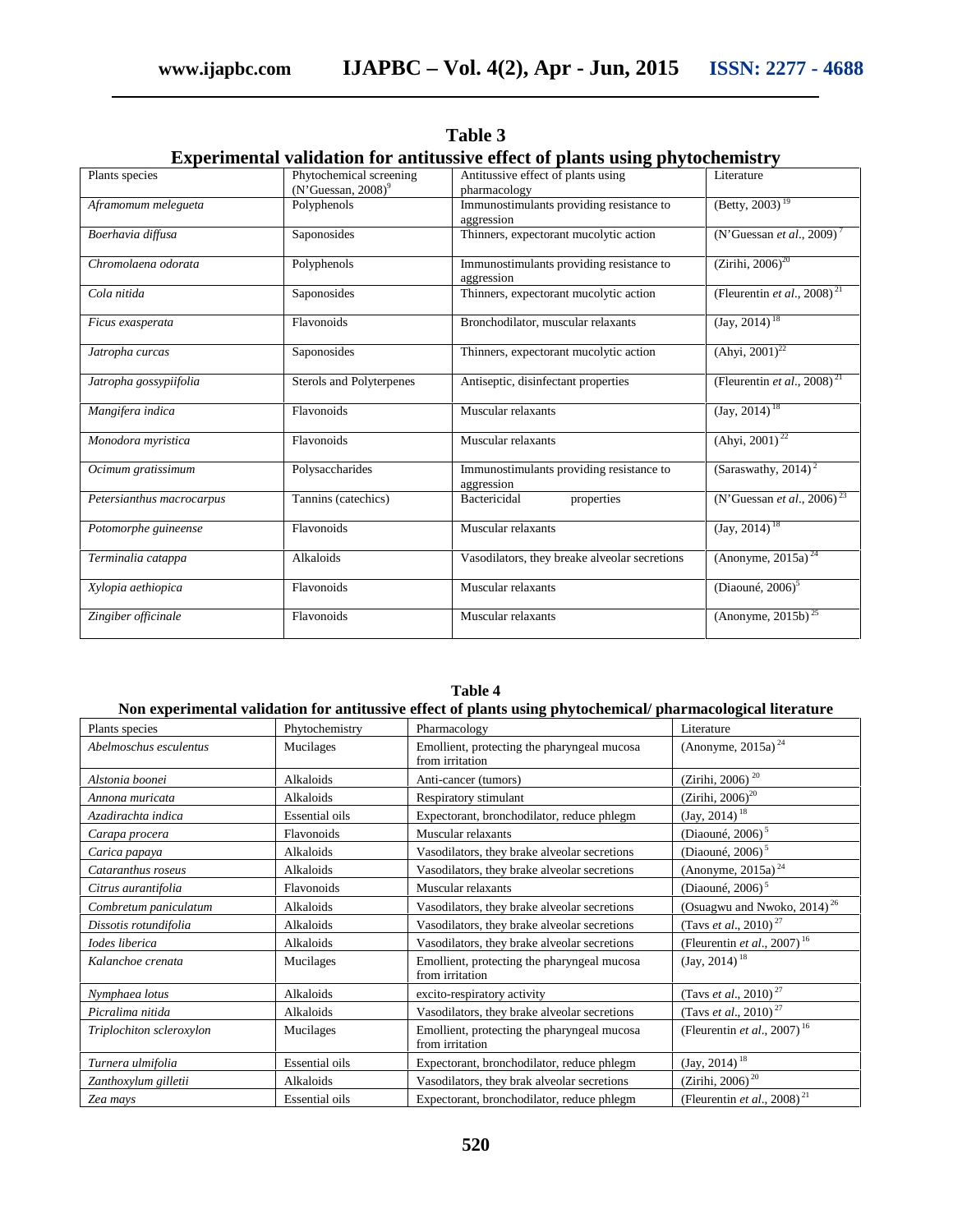**Table 3**
**Experimental validation for antitussive effect of plants using phytochemistry**

| Plants species | Phytochemical screening (N'Guessan, 2008)[9] | Antitussive effect of plants using pharmacology | Literature |
|---|---|---|---|
| *Aframomum melegueta* | Polyphenols | Immunostimulants providing resistance to aggression | (Betty, 2003)[19] |
| *Boerhavia diffusa* | Saponosides | Thinners, expectorant mucolytic action | (N'Guessan *et al*., 2009)[7] |
| *Chromolaena odorata* | Polyphenols | Immunostimulants providing resistance to aggression | (Zirihi, 2006)[20] |
| *Cola nitida* | Saponosides | Thinners, expectorant mucolytic action | (Fleurentin *et al*., 2008)[21] |
| *Ficus exasperata* | Flavonoids | Bronchodilator, muscular relaxants | (Jay, 2014)[18] |
| *Jatropha curcas* | Saponosides | Thinners, expectorant mucolytic action | (Ahyi, 2001)[22] |
| *Jatropha gossypiifolia* | Sterols and Polyterpenes | Antiseptic, disinfectant properties | (Fleurentin *et al*., 2008)[21] |
| *Mangifera indica* | Flavonoids | Muscular relaxants | (Jay, 2014)[18] |
| *Monodora myristica* | Flavonoids | Muscular relaxants | (Ahyi, 2001)[22] |
| *Ocimum gratissimum* | Polysaccharides | Immunostimulants providing resistance to aggression | (Saraswathy, 2014)[2] |
| *Petersianthus macrocarpus* | Tannins (catechics) | Bactericidal properties | (N'Guessan *et al*., 2006)[23] |
| *Potomorphe guineense* | Flavonoids | Muscular relaxants | (Jay, 2014)[18] |
| *Terminalia catappa* | Alkaloids | Vasodilators, they breake alveolar secretions | (Anonyme, 2015a)[24] |
| *Xylopia aethiopica* | Flavonoids | Muscular relaxants | (Diaouné, 2006)[5] |
| *Zingiber officinale* | Flavonoids | Muscular relaxants | (Anonyme, 2015b)[25] |

**Table 4**
**Non experimental validation for antitussive effect of plants using phytochemical/ pharmacological literature**

| Plants species | Phytochemistry | Pharmacology | Literature |
|---|---|---|---|
| *Abelmoschus esculentus* | Mucilages | Emollient, protecting the pharyngeal mucosa from irritation | (Anonyme, 2015a)[24] |
| *Alstonia boonei* | Alkaloids | Anti-cancer (tumors) | (Zirihi, 2006)[20] |
| *Annona muricata* | Alkaloids | Respiratory stimulant | (Zirihi, 2006)[20] |
| *Azadirachta indica* | Essential oils | Expectorant, bronchodilator, reduce phlegm | (Jay, 2014)[18] |
| *Carapa procera* | Flavonoids | Muscular relaxants | (Diaouné, 2006)[5] |
| *Carica papaya* | Alkaloids | Vasodilators, they brake alveolar secretions | (Diaouné, 2006)[5] |
| *Cataranthus roseus* | Alkaloids | Vasodilators, they brake alveolar secretions | (Anonyme, 2015a)[24] |
| *Citrus aurantifolia* | Flavonoids | Muscular relaxants | (Diaouné, 2006)[5] |
| *Combretum paniculatum* | Alkaloids | Vasodilators, they brake alveolar secretions | (Osuagwu and Nwoko, 2014)[26] |
| *Dissotis rotundifolia* | Alkaloids | Vasodilators, they brake alveolar secretions | (Tavs *et al*., 2010)[27] |
| *Iodes liberica* | Alkaloids | Vasodilators, they brake alveolar secretions | (Fleurentin *et al*., 2007)[16] |
| *Kalanchoe crenata* | Mucilages | Emollient, protecting the pharyngeal mucosa from irritation | (Jay, 2014)[18] |
| *Nymphaea lotus* | Alkaloids | excito-respiratory activity | (Tavs *et al*., 2010)[27] |
| *Picralima nitida* | Alkaloids | Vasodilators, they brake alveolar secretions | (Tavs *et al*., 2010)[27] |
| *Triplochiton scleroxylon* | Mucilages | Emollient, protecting the pharyngeal mucosa from irritation | (Fleurentin *et al*., 2007)[16] |
| *Turnera ulmifolia* | Essential oils | Expectorant, bronchodilator, reduce phlegm | (Jay, 2014)[18] |
| *Zanthoxylum gilletii* | Alkaloids | Vasodilators, they brak alveolar secretions | (Zirihi, 2006)[20] |
| *Zea mays* | Essential oils | Expectorant, bronchodilator, reduce phlegm | (Fleurentin *et al*., 2008)[21] |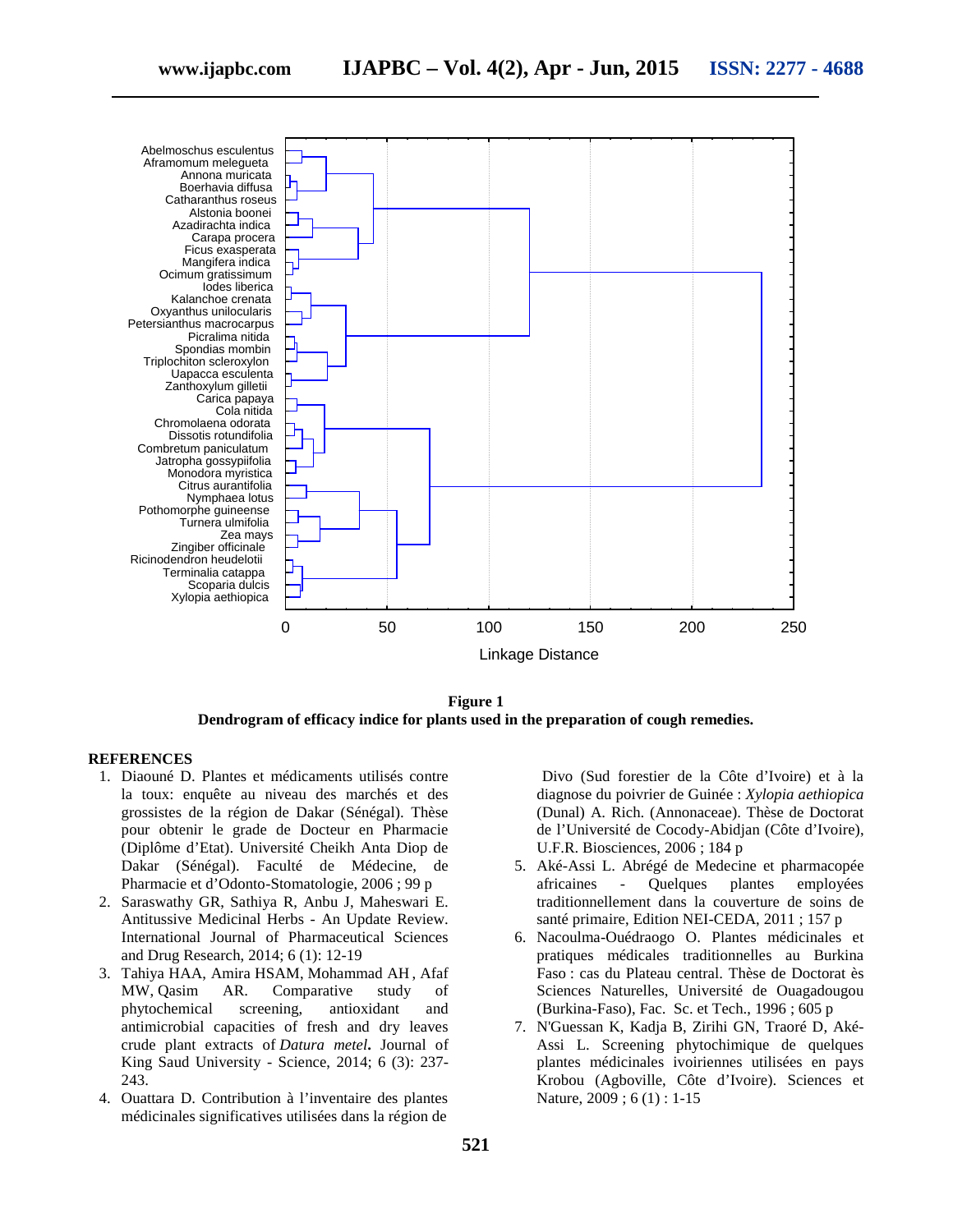**Figure 1**
**Dendrogram of efficacy indice for plants used in the preparation of cough remedies.**

## REFERENCES

1. Diaouné D. Plantes et médicaments utilisés contre la toux: enquête au niveau des marchés et des grossistes de la région de Dakar (Sénégal). Thèse pour obtenir le grade de Docteur en Pharmacie (Diplôme d'Etat). Université Cheikh Anta Diop de Dakar (Sénégal). Faculté de Médecine, de Pharmacie et d'Odonto-Stomatologie, 2006 ; 99 p
2. Saraswathy GR, Sathiya R, Anbu J, Maheswari E. Antitussive Medicinal Herbs - An Update Review. International Journal of Pharmaceutical Sciences and Drug Research, 2014; 6 (1): 12-19
3. Tahiya HAA, Amira HSAM, Mohammad AH, Afaf MW, Qasim AR. Comparative study of phytochemical screening, antioxidant and antimicrobial capacities of fresh and dry leaves crude plant extracts of *Datura metel***.** Journal of King Saud University - Science, 2014; 6 (3): 237-243.
4. Ouattara D. Contribution à l'inventaire des plantes médicinales significatives utilisées dans la région de Divo (Sud forestier de la Côte d'Ivoire) et à la diagnose du poivrier de Guinée : *Xylopia aethiopica* (Dunal) A. Rich. (Annonaceae). Thèse de Doctorat de l'Université de Cocody-Abidjan (Côte d'Ivoire), U.F.R. Biosciences, 2006 ; 184 p
5. Aké-Assi L. Abrégé de Medecine et pharmacopée africaines - Quelques plantes employées traditionnellement dans la couverture de soins de santé primaire, Edition NEI-CEDA, 2011 ; 157 p
6. Nacoulma-Ouédraogo O. Plantes médicinales et pratiques médicales traditionnelles au Burkina Faso : cas du Plateau central. Thèse de Doctorat ès Sciences Naturelles, Université de Ouagadougou (Burkina-Faso), Fac. Sc. et Tech., 1996 ; 605 p
7. N'Guessan K, Kadja B, Zirihi GN, Traoré D, Aké-Assi L. Screening phytochimique de quelques plantes médicinales ivoiriennes utilisées en pays Krobou (Agboville, Côte d'Ivoire). Sciences et Nature, 2009 ; 6 (1) : 1-15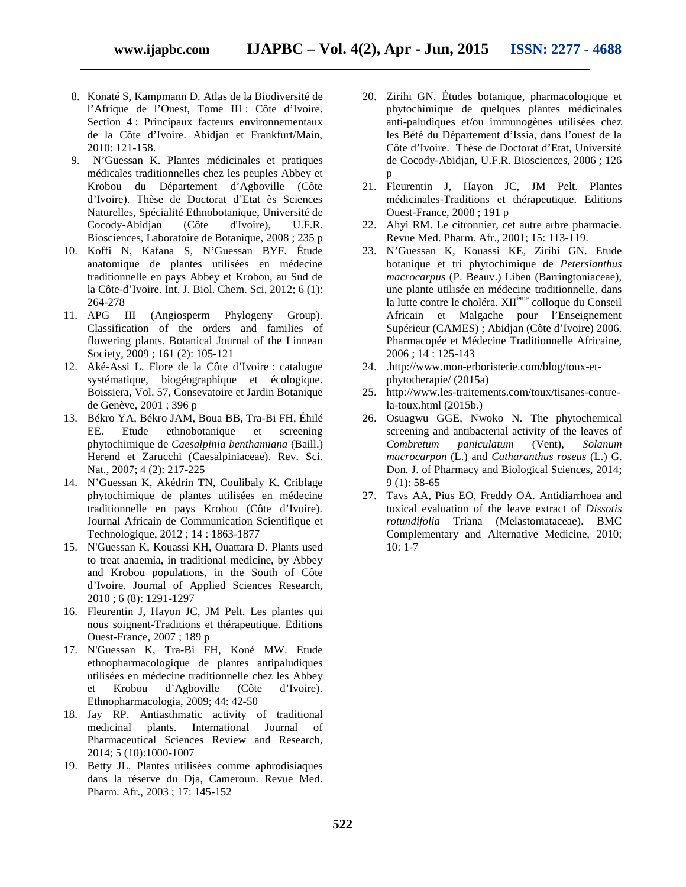8. Konaté S, Kampmann D. Atlas de la Biodiversité de l'Afrique de l'Ouest, Tome III : Côte d'Ivoire. Section 4 : Principaux facteurs environnementaux de la Côte d'Ivoire. Abidjan et Frankfurt/Main, 2010: 121-158.
9. N'Guessan K. Plantes médicinales et pratiques médicales traditionnelles chez les peuples Abbey et Krobou du Département d'Agboville (Côte d'Ivoire). Thèse de Doctorat d'Etat ès Sciences Naturelles, Spécialité Ethnobotanique, Université de Cocody-Abidjan (Côte d'Ivoire), U.F.R. Biosciences, Laboratoire de Botanique, 2008 ; 235 p
10. Koffi N, Kafana S, N'Guessan BYF. Étude anatomique de plantes utilisées en médecine traditionnelle en pays Abbey et Krobou, au Sud de la Côte-d'Ivoire. Int. J. Biol. Chem. Sci, 2012; 6 (1): 264-278
11. APG III (Angiosperm Phylogeny Group). Classification of the orders and families of flowering plants. Botanical Journal of the Linnean Society, 2009 ; 161 (2): 105-121
12. Aké-Assi L. Flore de la Côte d'Ivoire : catalogue systématique, biogéographique et écologique. Boissiera, Vol. 57, Consevatoire et Jardin Botanique de Genève, 2001 ; 396 p
13. Békro YA, Békro JAM, Boua BB, Tra-Bi FH, Éhilé EE. Etude ethnobotanique et screening phytochimique de *Caesalpinia benthamiana* (Baill.) Herend et Zarucchi (Caesalpiniaceae). Rev. Sci. Nat., 2007; 4 (2): 217-225
14. N'Guessan K, Akédrin TN, Coulibaly K. Criblage phytochimique de plantes utilisées en médecine traditionnelle en pays Krobou (Côte d'Ivoire). Journal Africain de Communication Scientifique et Technologique, 2012 ; 14 : 1863-1877
15. N'Guessan K, Kouassi KH, Ouattara D. Plants used to treat anaemia, in traditional medicine, by Abbey and Krobou populations, in the South of Côte d'Ivoire. Journal of Applied Sciences Research, 2010 ; 6 (8): 1291-1297
16. Fleurentin J, Hayon JC, JM Pelt. Les plantes qui nous soignent-Traditions et thérapeutique. Editions Ouest-France, 2007 ; 189 p
17. N'Guessan K, Tra-Bi FH, Koné MW. Etude ethnopharmacologique de plantes antipaludiques utilisées en médecine traditionnelle chez les Abbey et Krobou d'Agboville (Côte d'Ivoire). Ethnopharmacologia, 2009; 44: 42-50
18. Jay RP. Antiasthmatic activity of traditional medicinal plants. International Journal of Pharmaceutical Sciences Review and Research, 2014; 5 (10):1000-1007
19. Betty JL. Plantes utilisées comme aphrodisiaques dans la réserve du Dja, Cameroun. Revue Med. Pharm. Afr., 2003 ; 17: 145-152
20. Zirihi GN. Études botanique, pharmacologique et phytochimique de quelques plantes médicinales anti-paludiques et/ou immunogènes utilisées chez les Bété du Département d'Issia, dans l'ouest de la Côte d'Ivoire. Thèse de Doctorat d'Etat, Université de Cocody-Abidjan, U.F.R. Biosciences, 2006 ; 126 p
21. Fleurentin J, Hayon JC, JM Pelt. Plantes médicinales-Traditions et thérapeutique. Editions Ouest-France, 2008 ; 191 p
22. Ahyi RM. Le citronnier, cet autre arbre pharmacie. Revue Med. Pharm. Afr., 2001; 15: 113-119.
23. N'Guessan K, Kouassi KE, Zirihi GN. Etude botanique et tri phytochimique de *Petersianthus macrocarpus* (P. Beauv.) Liben (Barringtoniaceae), une plante utilisée en médecine traditionnelle, dans la lutte contre le choléra. XII[ème] colloque du Conseil Africain et Malgache pour l'Enseignement Supérieur (CAMES) ; Abidjan (Côte d'Ivoire) 2006. Pharmacopée et Médecine Traditionnelle Africaine, 2006 ; 14 : 125-143
24. .http://www.mon-erboristerie.com/blog/toux-et-phytotherapie/ (2015a)
25. http://www.les-traitements.com/toux/tisanes-contre-la-toux.html (2015b.)
26. Osuagwu GGE, Nwoko N. The phytochemical screening and antibacterial activity of the leaves of *Combretum paniculatum* (Vent), *Solanum macrocarpon* (L.) and *Catharanthus roseus* (L.) G. Don. J. of Pharmacy and Biological Sciences, 2014; 9 (1): 58-65
27. Tavs AA, Pius EO, Freddy OA. Antidiarrhoea and toxical evaluation of the leave extract of *Dissotis rotundifolia* Triana (Melastomataceae). BMC Complementary and Alternative Medicine, 2010; 10: 1-7